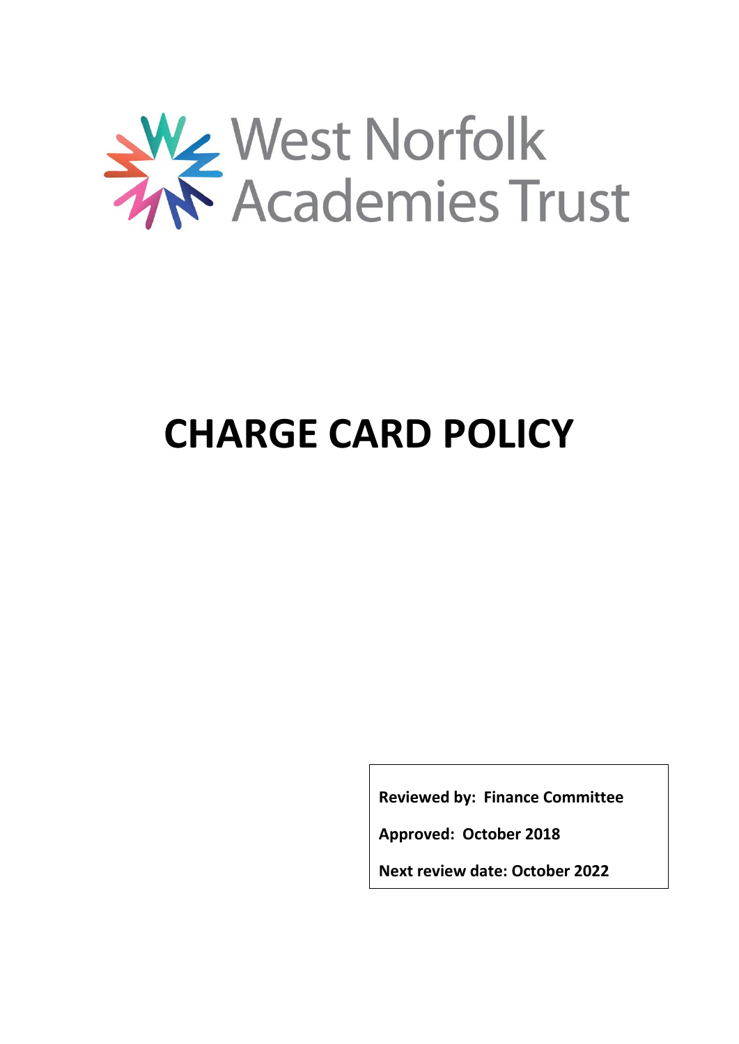West Norfolk Academies Trust

# CHARGE CARD POLICY

**Reviewed by: Finance Committee**

**Approved: October 2018**

**Next review date: October 2022**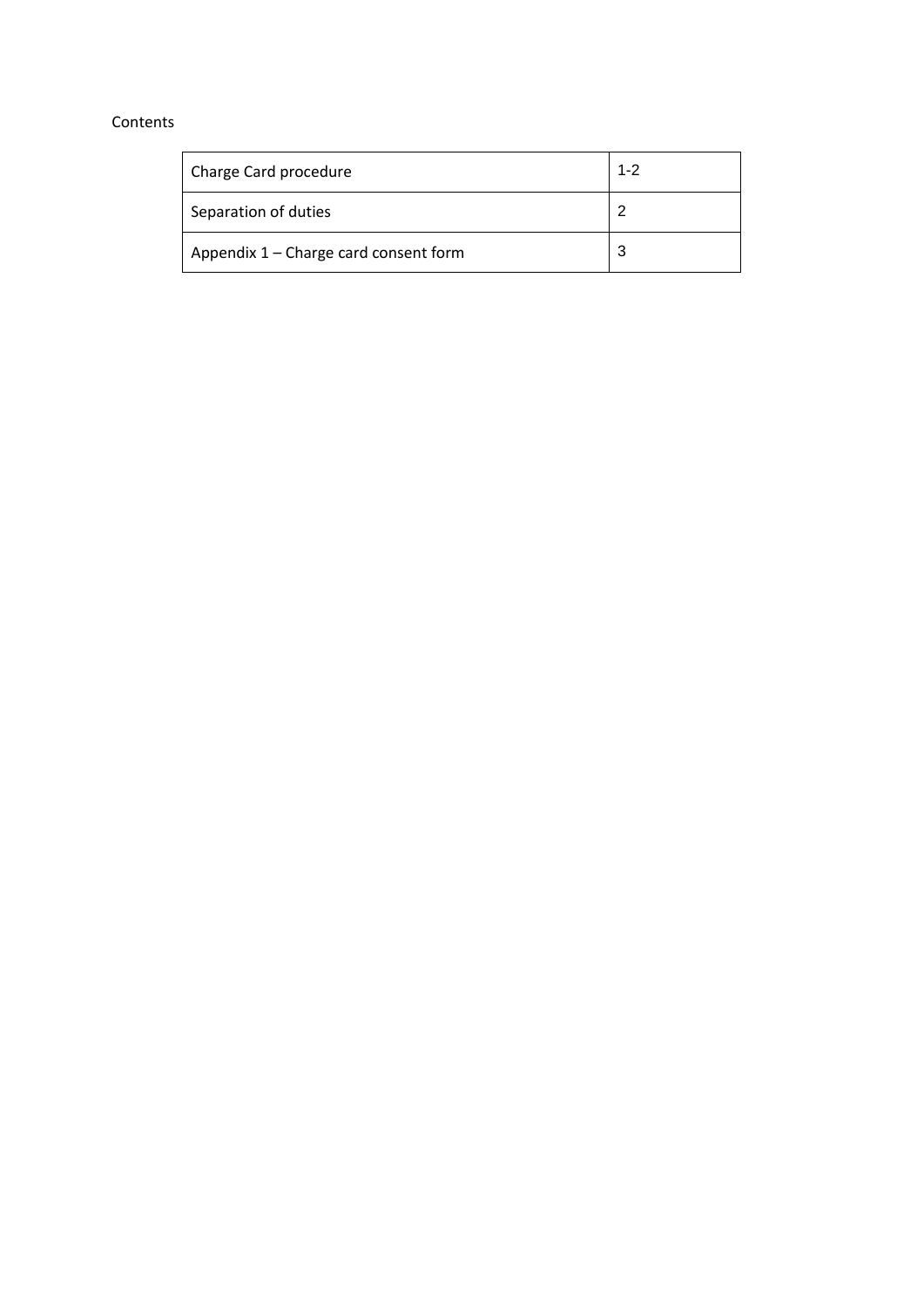Contents

| Charge Card procedure | 1-2 |
|---|---|
| Separation of duties | 2 |
| Appendix 1 – Charge card consent form | 3 |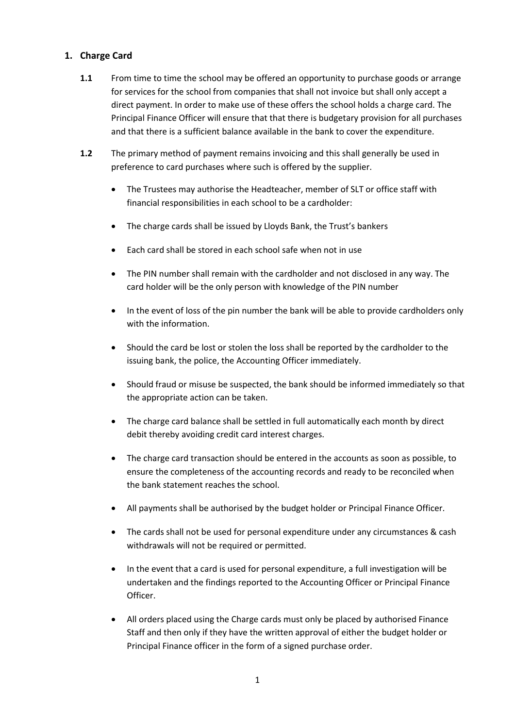## 1. Charge Card

**1.1** From time to time the school may be offered an opportunity to purchase goods or arrange for services for the school from companies that shall not invoice but shall only accept a direct payment. In order to make use of these offers the school holds a charge card. The Principal Finance Officer will ensure that that there is budgetary provision for all purchases and that there is a sufficient balance available in the bank to cover the expenditure.

**1.2** The primary method of payment remains invoicing and this shall generally be used in preference to card purchases where such is offered by the supplier.

- The Trustees may authorise the Headteacher, member of SLT or office staff with financial responsibilities in each school to be a cardholder:
- The charge cards shall be issued by Lloyds Bank, the Trust's bankers
- Each card shall be stored in each school safe when not in use
- The PIN number shall remain with the cardholder and not disclosed in any way. The card holder will be the only person with knowledge of the PIN number
- In the event of loss of the pin number the bank will be able to provide cardholders only with the information.
- Should the card be lost or stolen the loss shall be reported by the cardholder to the issuing bank, the police, the Accounting Officer immediately.
- Should fraud or misuse be suspected, the bank should be informed immediately so that the appropriate action can be taken.
- The charge card balance shall be settled in full automatically each month by direct debit thereby avoiding credit card interest charges.
- The charge card transaction should be entered in the accounts as soon as possible, to ensure the completeness of the accounting records and ready to be reconciled when the bank statement reaches the school.
- All payments shall be authorised by the budget holder or Principal Finance Officer.
- The cards shall not be used for personal expenditure under any circumstances & cash withdrawals will not be required or permitted.
- In the event that a card is used for personal expenditure, a full investigation will be undertaken and the findings reported to the Accounting Officer or Principal Finance Officer.
- All orders placed using the Charge cards must only be placed by authorised Finance Staff and then only if they have the written approval of either the budget holder or Principal Finance officer in the form of a signed purchase order.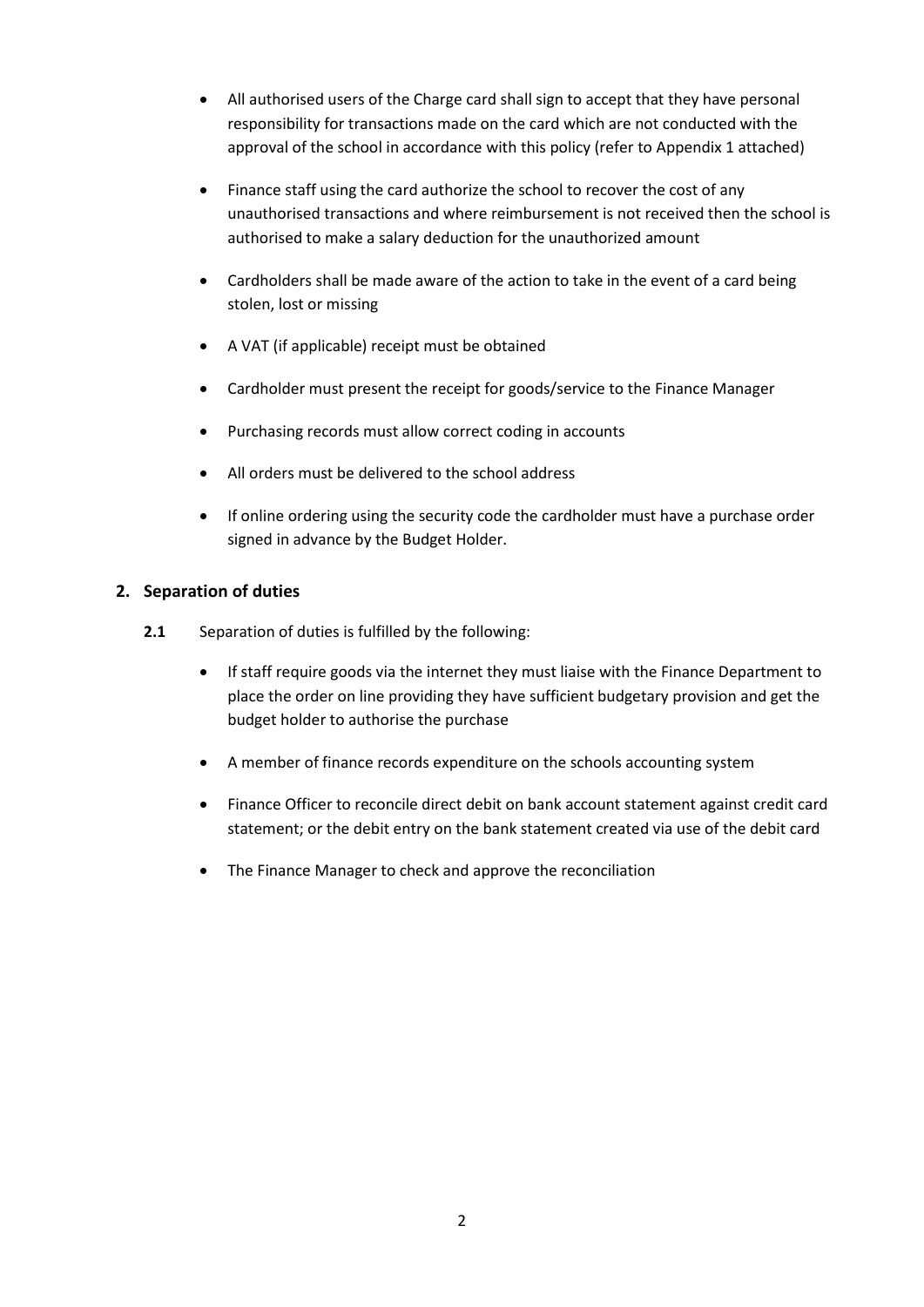- All authorised users of the Charge card shall sign to accept that they have personal responsibility for transactions made on the card which are not conducted with the approval of the school in accordance with this policy (refer to Appendix 1 attached)
- Finance staff using the card authorize the school to recover the cost of any unauthorised transactions and where reimbursement is not received then the school is authorised to make a salary deduction for the unauthorized amount
- Cardholders shall be made aware of the action to take in the event of a card being stolen, lost or missing
- A VAT (if applicable) receipt must be obtained
- Cardholder must present the receipt for goods/service to the Finance Manager
- Purchasing records must allow correct coding in accounts
- All orders must be delivered to the school address
- If online ordering using the security code the cardholder must have a purchase order signed in advance by the Budget Holder.

## 2. Separation of duties

**2.1** Separation of duties is fulfilled by the following:

- If staff require goods via the internet they must liaise with the Finance Department to place the order on line providing they have sufficient budgetary provision and get the budget holder to authorise the purchase
- A member of finance records expenditure on the schools accounting system
- Finance Officer to reconcile direct debit on bank account statement against credit card statement; or the debit entry on the bank statement created via use of the debit card
- The Finance Manager to check and approve the reconciliation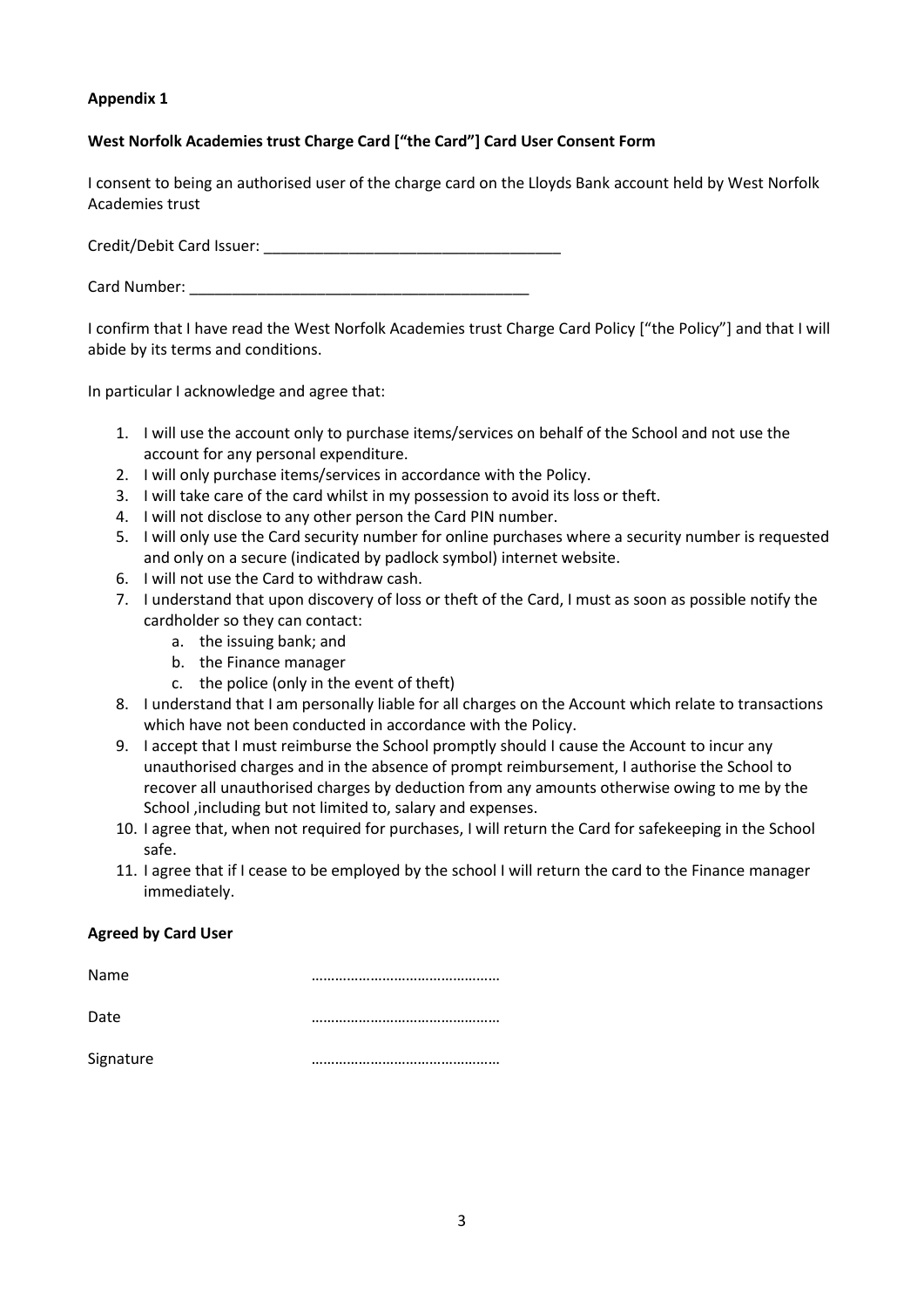**Appendix 1**

**West Norfolk Academies trust Charge Card ["the Card"] Card User Consent Form**

I consent to being an authorised user of the charge card on the Lloyds Bank account held by West Norfolk Academies trust

Credit/Debit Card Issuer: ___________________________________

Card Number: ________________________________________

I confirm that I have read the West Norfolk Academies trust Charge Card Policy ["the Policy"] and that I will abide by its terms and conditions.

In particular I acknowledge and agree that:

1. I will use the account only to purchase items/services on behalf of the School and not use the account for any personal expenditure.
2. I will only purchase items/services in accordance with the Policy.
3. I will take care of the card whilst in my possession to avoid its loss or theft.
4. I will not disclose to any other person the Card PIN number.
5. I will only use the Card security number for online purchases where a security number is requested and only on a secure (indicated by padlock symbol) internet website.
6. I will not use the Card to withdraw cash.
7. I understand that upon discovery of loss or theft of the Card, I must as soon as possible notify the cardholder so they can contact:
   a. the issuing bank; and
   b. the Finance manager
   c. the police (only in the event of theft)
8. I understand that I am personally liable for all charges on the Account which relate to transactions which have not been conducted in accordance with the Policy.
9. I accept that I must reimburse the School promptly should I cause the Account to incur any unauthorised charges and in the absence of prompt reimbursement, I authorise the School to recover all unauthorised charges by deduction from any amounts otherwise owing to me by the School ,including but not limited to, salary and expenses.
10. I agree that, when not required for purchases, I will return the Card for safekeeping in the School safe.
11. I agree that if I cease to be employed by the school I will return the card to the Finance manager immediately.

**Agreed by Card User**

Name ………………………………………

Date ………………………………………

Signature ………………………………………